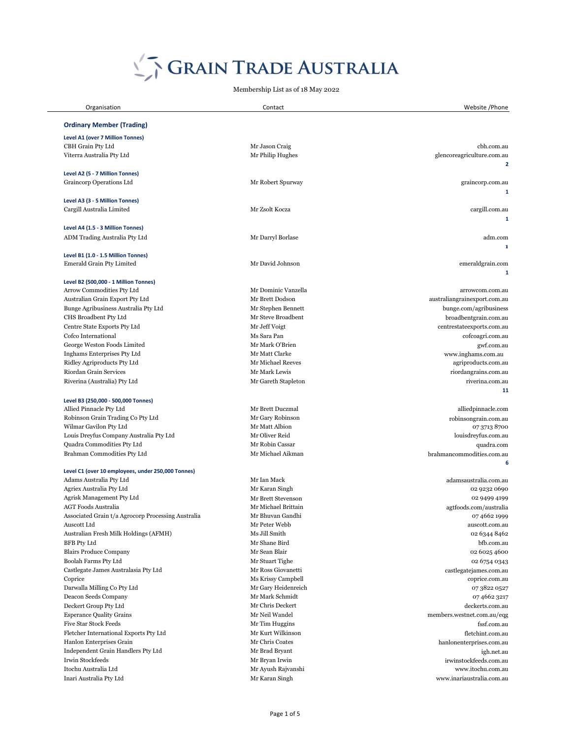# Grain Trade Australia

Membership List as of 18 May 2022

| Organisation | Contact | Website /Phone |
|---|---|---|
| **Ordinary Member (Trading)** | | |
| **Level A1 (over 7 Million Tonnes)** | | |
| CBH Grain Pty Ltd | Mr Jason Craig | cbh.com.au |
| Viterra Australia Pty Ltd | Mr Philip Hughes | glencoreagriculture.com.au |
| | | **2** |
| **Level A2 (5 - 7 Million Tonnes)** | | |
| Graincorp Operations Ltd | Mr Robert Spurway | graincorp.com.au |
| | | **1** |
| **Level A3 (3 - 5 Million Tonnes)** | | |
| Cargill Australia Limited | Mr Zsolt Kocza | cargill.com.au |
| | | **1** |
| **Level A4 (1.5 - 3 Million Tonnes)** | | |
| ADM Trading Australia Pty Ltd | Mr Darryl Borlase | adm.com |
| | | **1** |
| **Level B1 (1.0 - 1.5 Million Tonnes)** | | |
| Emerald Grain Pty Limited | Mr David Johnson | emeraldgrain.com |
| | | **1** |
| **Level B2 (500,000 - 1 Million Tonnes)** | | |
| Arrow Commodities Pty Ltd | Mr Dominic Vanzella | arrowcom.com.au |
| Australian Grain Export Pty Ltd | Mr Brett Dodson | australiangrainexport.com.au |
| Bunge Agribusiness Australia Pty Ltd | Mr Stephen Bennett | bunge.com/agribusiness |
| CHS Broadbent Pty Ltd | Mr Steve Broadbent | broadbentgrain.com.au |
| Centre State Exports Pty Ltd | Mr Jeff Voigt | centrestateexports.com.au |
| Cofco International | Ms Sara Pan | cofcoagri.com.au |
| George Weston Foods Limited | Mr Mark O'Brien | gwf.com.au |
| Inghams Enterprises Pty Ltd | Mr Matt Clarke | www.inghams.com.au |
| Ridley Agriproducts Pty Ltd | Mr Michael Reeves | agriproducts.com.au |
| Riordan Grain Services | Mr Mark Lewis | riordangrains.com.au |
| Riverina (Australia) Pty Ltd | Mr Gareth Stapleton | riverina.com.au |
| | | **11** |
| **Level B3 (250,000 - 500,000 Tonnes)** | | |
| Allied Pinnacle Pty Ltd | Mr Brett Duczmal | alliedpinnacle.com |
| Robinson Grain Trading Co Pty Ltd | Mr Gary Robinson | robinsongrain.com.au |
| Wilmar Gavilon Pty Ltd | Mr Matt Albion | 07 3713 8700 |
| Louis Dreyfus Company Australia Pty Ltd | Mr Oliver Reid | louisdreyfus.com.au |
| Quadra Commodities Pty Ltd | Mr Robin Cassar | quadra.com |
| Brahman Commodities Pty Ltd | Mr Michael Aikman | brahmancommodities.com.au |
| | | **6** |
| **Level C1 (over 10 employees, under 250,000 Tonnes)** | | |
| Adams Australia Pty Ltd | Mr Ian Mack | adamsaustralia.com.au |
| Agriex Australia Pty Ltd | Mr Karan Singh | 02 9232 0690 |
| Agrisk Management Pty Ltd | Mr Brett Stevenson | 02 9499 4199 |
| AGT Foods Australia | Mr Michael Brittain | agtfoods.com/australia |
| Associated Grain t/a Agrocorp Processing Australia | Mr Bhuvan Gandhi | 07 4662 1999 |
| Auscott Ltd | Mr Peter Webb | auscott.com.au |
| Australian Fresh Milk Holdings (AFMH) | Ms Jill Smith | 02 6344 8462 |
| BFB Pty Ltd | Mr Shane Bird | bfb.com.au |
| Blairs Produce Company | Mr Sean Blair | 02 6025 4600 |
| Boolah Farms Pty Ltd | Mr Stuart Tighe | 02 6754 0343 |
| Castlegate James Australasia Pty Ltd | Mr Ross Giovanetti | castlegatejames.com.au |
| Coprice | Ms Krissy Campbell | coprice.com.au |
| Darwalla Milling Co Pty Ltd | Mr Gary Heidenreich | 07 3822 0527 |
| Deacon Seeds Company | Mr Mark Schmidt | 07 4662 3217 |
| Deckert Group Pty Ltd | Mr Chris Deckert | deckerts.com.au |
| Esperance Quality Grains | Mr Neil Wandel | members.westnet.com.au/eqg |
| Five Star Stock Feeds | Mr Tim Huggins | fssf.com.au |
| Fletcher International Exports Pty Ltd | Mr Kurt Wilkinson | fletchint.com.au |
| Hanlon Enterprises Grain | Mr Chris Coates | hanlonenterprises.com.au |
| Independent Grain Handlers Pty Ltd | Mr Brad Bryant | igh.net.au |
| Irwin Stockfeeds | Mr Bryan Irwin | irwinstockfeeds.com.au |
| Itochu Australia Ltd | Mr Ayush Rajvanshi | www.itochu.com.au |
| Inari Australia Pty Ltd | Mr Karan Singh | www.inariaustralia.com.au |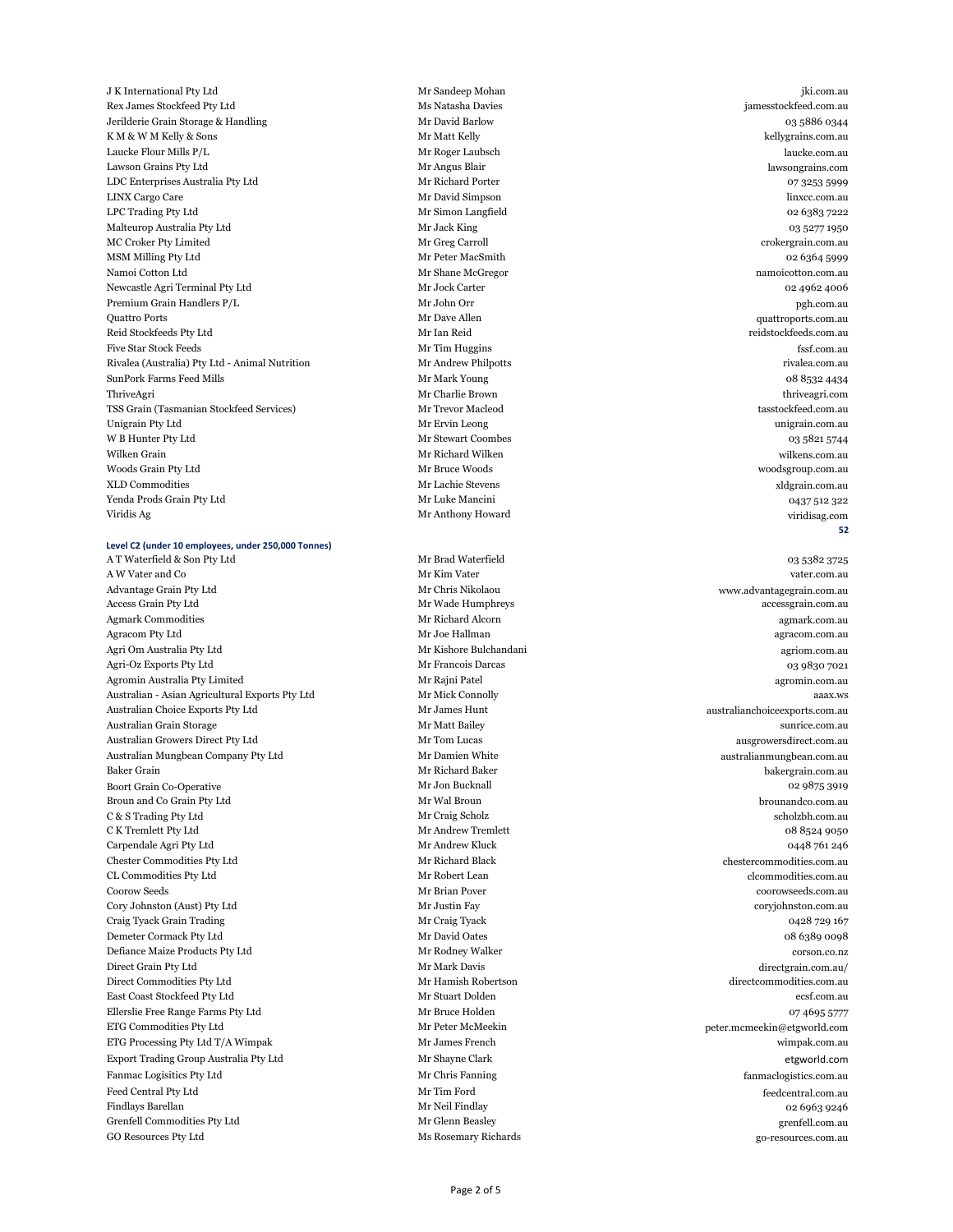| | | |
|---|---|---|
| J K International Pty Ltd | Mr Sandeep Mohan | jki.com.au |
| Rex James Stockfeed Pty Ltd | Ms Natasha Davies | jamesstockfeed.com.au |
| Jerilderie Grain Storage & Handling | Mr David Barlow | 03 5886 0344 |
| K M & W M Kelly & Sons | Mr Matt Kelly | kellygrains.com.au |
| Laucke Flour Mills P/L | Mr Roger Laubsch | laucke.com.au |
| Lawson Grains Pty Ltd | Mr Angus Blair | lawsongrains.com |
| LDC Enterprises Australia Pty Ltd | Mr Richard Porter | 07 3253 5999 |
| LINX Cargo Care | Mr David Simpson | linxcc.com.au |
| LPC Trading Pty Ltd | Mr Simon Langfield | 02 6383 7222 |
| Malteurop Australia Pty Ltd | Mr Jack King | 03 5277 1950 |
| MC Croker Pty Limited | Mr Greg Carroll | crokergrain.com.au |
| MSM Milling Pty Ltd | Mr Peter MacSmith | 02 6364 5999 |
| Namoi Cotton Ltd | Mr Shane McGregor | namoicotton.com.au |
| Newcastle Agri Terminal Pty Ltd | Mr Jock Carter | 02 4962 4006 |
| Premium Grain Handlers P/L | Mr John Orr | pgh.com.au |
| Quattro Ports | Mr Dave Allen | quattroports.com.au |
| Reid Stockfeeds Pty Ltd | Mr Ian Reid | reidstockfeeds.com.au |
| Five Star Stock Feeds | Mr Tim Huggins | fssf.com.au |
| Rivalea (Australia) Pty Ltd - Animal Nutrition | Mr Andrew Philpotts | rivalea.com.au |
| SunPork Farms Feed Mills | Mr Mark Young | 08 8532 4434 |
| ThriveAgri | Mr Charlie Brown | thriveagri.com |
| TSS Grain (Tasmanian Stockfeed Services) | Mr Trevor Macleod | tasstockfeed.com.au |
| Unigrain Pty Ltd | Mr Ervin Leong | unigrain.com.au |
| W B Hunter Pty Ltd | Mr Stewart Coombes | 03 5821 5744 |
| Wilken Grain | Mr Richard Wilken | wilkens.com.au |
| Woods Grain Pty Ltd | Mr Bruce Woods | woodsgroup.com.au |
| XLD Commodities | Mr Lachie Stevens | xldgrain.com.au |
| Yenda Prods Grain Pty Ltd | Mr Luke Mancini | 0437 512 322 |
| Viridis Ag | Mr Anthony Howard | viridisag.com |
| | | **52** |

**Level C2 (under 10 employees, under 250,000 Tonnes)**

| | | |
|---|---|---|
| A T Waterfield & Son Pty Ltd | Mr Brad Waterfield | 03 5382 3725 |
| A W Vater and Co | Mr Kim Vater | vater.com.au |
| Advantage Grain Pty Ltd | Mr Chris Nikolaou | www.advantagegrain.com.au |
| Access Grain Pty Ltd | Mr Wade Humphreys | accessgrain.com.au |
| Agmark Commodities | Mr Richard Alcorn | agmark.com.au |
| Agracom Pty Ltd | Mr Joe Hallman | agracom.com.au |
| Agri Om Australia Pty Ltd | Mr Kishore Bulchandani | agriom.com.au |
| Agri-Oz Exports Pty Ltd | Mr Francois Darcas | 03 9830 7021 |
| Agromin Australia Pty Limited | Mr Rajni Patel | agromin.com.au |
| Australian - Asian Agricultural Exports Pty Ltd | Mr Mick Connolly | aaax.ws |
| Australian Choice Exports Pty Ltd | Mr James Hunt | australianchoiceexports.com.au |
| Australian Grain Storage | Mr Matt Bailey | sunrice.com.au |
| Australian Growers Direct Pty Ltd | Mr Tom Lucas | ausgrowersdirect.com.au |
| Australian Mungbean Company Pty Ltd | Mr Damien White | australianmungbean.com.au |
| Baker Grain | Mr Richard Baker | bakergrain.com.au |
| Boort Grain Co-Operative | Mr Jon Bucknall | 02 9875 3919 |
| Broun and Co Grain Pty Ltd | Mr Wal Broun | brounandco.com.au |
| C & S Trading Pty Ltd | Mr Craig Scholz | scholzbh.com.au |
| C K Tremlett Pty Ltd | Mr Andrew Tremlett | 08 8524 9050 |
| Carpendale Agri Pty Ltd | Mr Andrew Kluck | 0448 761 246 |
| Chester Commodities Pty Ltd | Mr Richard Black | chestercommodities.com.au |
| CL Commodities Pty Ltd | Mr Robert Lean | clcommodities.com.au |
| Coorow Seeds | Mr Brian Pover | coorowseeds.com.au |
| Cory Johnston (Aust) Pty Ltd | Mr Justin Fay | coryjohnston.com.au |
| Craig Tyack Grain Trading | Mr Craig Tyack | 0428 729 167 |
| Demeter Cormack Pty Ltd | Mr David Oates | 08 6389 0098 |
| Defiance Maize Products Pty Ltd | Mr Rodney Walker | corson.co.nz |
| Direct Grain Pty Ltd | Mr Mark Davis | directgrain.com.au/ |
| Direct Commodities Pty Ltd | Mr Hamish Robertson | directcommodities.com.au |
| East Coast Stockfeed Pty Ltd | Mr Stuart Dolden | ecsf.com.au |
| Ellerslie Free Range Farms Pty Ltd | Mr Bruce Holden | 07 4695 5777 |
| ETG Commodities Pty Ltd | Mr Peter McMeekin | peter.mcmeekin@etgworld.com |
| ETG Processing Pty Ltd T/A Wimpak | Mr James French | wimpak.com.au |
| Export Trading Group Australia Pty Ltd | Mr Shayne Clark | etgworld.com |
| Fanmac Logisitics Pty Ltd | Mr Chris Fanning | fanmaclogistics.com.au |
| Feed Central Pty Ltd | Mr Tim Ford | feedcentral.com.au |
| Findlays Barellan | Mr Neil Findlay | 02 6963 9246 |
| Grenfell Commodities Pty Ltd | Mr Glenn Beasley | grenfell.com.au |
| GO Resources Pty Ltd | Ms Rosemary Richards | go-resources.com.au |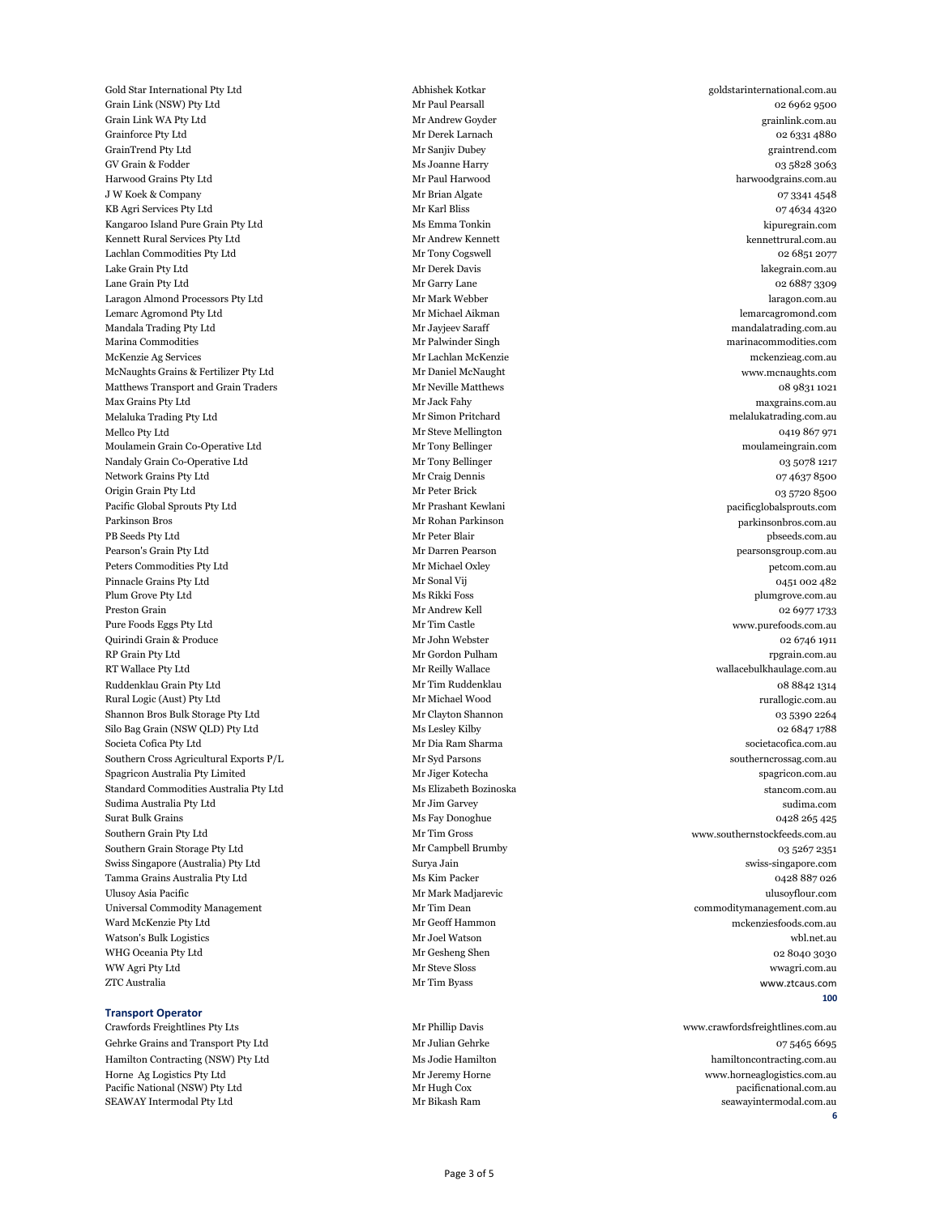| | | |
|---|---|---|
| Gold Star International Pty Ltd | Abhishek Kotkar | goldstarinternational.com.au |
| Grain Link (NSW) Pty Ltd | Mr Paul Pearsall | 02 6962 9500 |
| Grain Link WA Pty Ltd | Mr Andrew Goyder | grainlink.com.au |
| Grainforce Pty Ltd | Mr Derek Larnach | 02 6331 4880 |
| GrainTrend Pty Ltd | Mr Sanjiv Dubey | graintrend.com |
| GV Grain & Fodder | Ms Joanne Harry | 03 5828 3063 |
| Harwood Grains Pty Ltd | Mr Paul Harwood | harwoodgrains.com.au |
| J W Koek & Company | Mr Brian Algate | 07 3341 4548 |
| KB Agri Services Pty Ltd | Mr Karl Bliss | 07 4634 4320 |
| Kangaroo Island Pure Grain Pty Ltd | Ms Emma Tonkin | kipuregrain.com |
| Kennett Rural Services Pty Ltd | Mr Andrew Kennett | kennettrural.com.au |
| Lachlan Commodities Pty Ltd | Mr Tony Cogswell | 02 6851 2077 |
| Lake Grain Pty Ltd | Mr Derek Davis | lakegrain.com.au |
| Lane Grain Pty Ltd | Mr Garry Lane | 02 6887 3309 |
| Laragon Almond Processors Pty Ltd | Mr Mark Webber | laragon.com.au |
| Lemarc Agromond Pty Ltd | Mr Michael Aikman | lemarcagromond.com |
| Mandala Trading Pty Ltd | Mr Jayjeev Saraff | mandalatrading.com.au |
| Marina Commodities | Mr Palwinder Singh | marinacommodities.com |
| McKenzie Ag Services | Mr Lachlan McKenzie | mckenzieag.com.au |
| McNaughts Grains & Fertilizer Pty Ltd | Mr Daniel McNaught | www.mcnaughts.com |
| Matthews Transport and Grain Traders | Mr Neville Matthews | 08 9831 1021 |
| Max Grains Pty Ltd | Mr Jack Fahy | maxgrains.com.au |
| Melaluka Trading Pty Ltd | Mr Simon Pritchard | melalukatrading.com.au |
| Mellco Pty Ltd | Mr Steve Mellington | 0419 867 971 |
| Moulamein Grain Co-Operative Ltd | Mr Tony Bellinger | moulameingrain.com |
| Nandaly Grain Co-Operative Ltd | Mr Tony Bellinger | 03 5078 1217 |
| Network Grains Pty Ltd | Mr Craig Dennis | 07 4637 8500 |
| Origin Grain Pty Ltd | Mr Peter Brick | 03 5720 8500 |
| Pacific Global Sprouts Pty Ltd | Mr Prashant Kewlani | pacificglobalsprouts.com |
| Parkinson Bros | Mr Rohan Parkinson | parkinsonbros.com.au |
| PB Seeds Pty Ltd | Mr Peter Blair | pbseeds.com.au |
| Pearson's Grain Pty Ltd | Mr Darren Pearson | pearsonsgroup.com.au |
| Peters Commodities Pty Ltd | Mr Michael Oxley | petcom.com.au |
| Pinnacle Grains Pty Ltd | Mr Sonal Vij | 0451 002 482 |
| Plum Grove Pty Ltd | Ms Rikki Foss | plumgrove.com.au |
| Preston Grain | Mr Andrew Kell | 02 6977 1733 |
| Pure Foods Eggs Pty Ltd | Mr Tim Castle | www.purefoods.com.au |
| Quirindi Grain & Produce | Mr John Webster | 02 6746 1911 |
| RP Grain Pty Ltd | Mr Gordon Pulham | rpgrain.com.au |
| RT Wallace Pty Ltd | Mr Reilly Wallace | wallacebulkhaulage.com.au |
| Ruddenklau Grain Pty Ltd | Mr Tim Ruddenklau | 08 8842 1314 |
| Rural Logic (Aust) Pty Ltd | Mr Michael Wood | rurallogic.com.au |
| Shannon Bros Bulk Storage Pty Ltd | Mr Clayton Shannon | 03 5390 2264 |
| Silo Bag Grain (NSW QLD) Pty Ltd | Ms Lesley Kilby | 02 6847 1788 |
| Societa Cofica Pty Ltd | Mr Dia Ram Sharma | societacofica.com.au |
| Southern Cross Agricultural Exports P/L | Mr Syd Parsons | southerncrossag.com.au |
| Spagricon Australia Pty Limited | Mr Jiger Kotecha | spagricon.com.au |
| Standard Commodities Australia Pty Ltd | Ms Elizabeth Bozinoska | stancom.com.au |
| Sudima Australia Pty Ltd | Mr Jim Garvey | sudima.com |
| Surat Bulk Grains | Ms Fay Donoghue | 0428 265 425 |
| Southern Grain Pty Ltd | Mr Tim Gross | www.southernstockfeeds.com.au |
| Southern Grain Storage Pty Ltd | Mr Campbell Brumby | 03 5267 2351 |
| Swiss Singapore (Australia) Pty Ltd | Surya Jain | swiss-singapore.com |
| Tamma Grains Australia Pty Ltd | Ms Kim Packer | 0428 887 026 |
| Ulusoy Asia Pacific | Mr Mark Madjarevic | ulusoyflour.com |
| Universal Commodity Management | Mr Tim Dean | commoditymanagement.com.au |
| Ward McKenzie Pty Ltd | Mr Geoff Hammon | mckenziesfoods.com.au |
| Watson's Bulk Logistics | Mr Joel Watson | wbl.net.au |
| WHG Oceania Pty Ltd | Mr Gesheng Shen | 02 8040 3030 |
| WW Agri Pty Ltd | Mr Steve Sloss | wwagri.com.au |
| ZTC Australia | Mr Tim Byass | www.ztcaus.com |
| | | **100** |

**Transport Operator**

| | | |
|---|---|---|
| Crawfords Freightlines Pty Lts | Mr Phillip Davis | www.crawfordsfreightlines.com.au |
| Gehrke Grains and Transport Pty Ltd | Mr Julian Gehrke | 07 5465 6695 |
| Hamilton Contracting (NSW) Pty Ltd | Ms Jodie Hamilton | hamiltoncontracting.com.au |
| Horne Ag Logistics Pty Ltd | Mr Jeremy Horne | www.horneaglogistics.com.au |
| Pacific National (NSW) Pty Ltd | Mr Hugh Cox | pacificnational.com.au |
| SEAWAY Intermodal Pty Ltd | Mr Bikash Ram | seawayintermodal.com.au |
| | | **6** |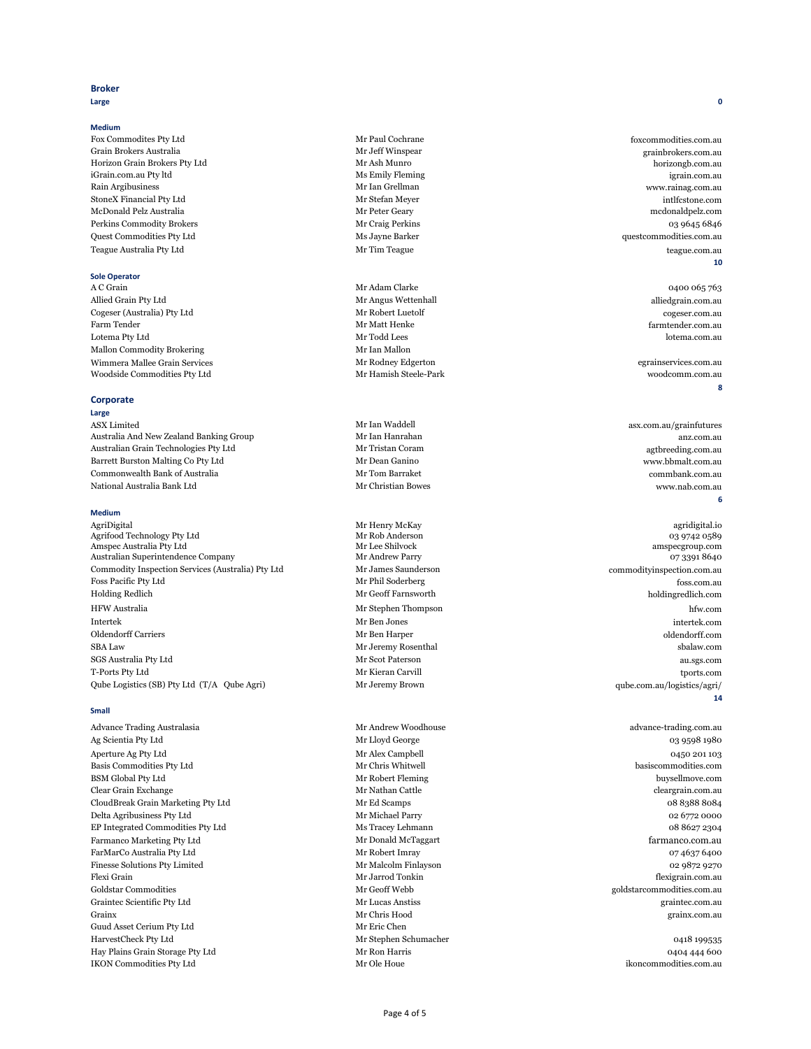## Broker

### Large

**0**

### Medium

| | | |
|---|---|---|
| Fox Commodites Pty Ltd | Mr Paul Cochrane | foxcommodities.com.au |
| Grain Brokers Australia | Mr Jeff Winspear | grainbrokers.com.au |
| Horizon Grain Brokers Pty Ltd | Mr Ash Munro | horizongb.com.au |
| iGrain.com.au Pty ltd | Ms Emily Fleming | igrain.com.au |
| Rain Argibusiness | Mr Ian Grellman | www.rainag.com.au |
| StoneX Financial Pty Ltd | Mr Stefan Meyer | intlfcstone.com |
| McDonald Pelz Australia | Mr Peter Geary | mcdonaldpelz.com |
| Perkins Commodity Brokers | Mr Craig Perkins | 03 9645 6846 |
| Quest Commodities Pty Ltd | Ms Jayne Barker | questcommodities.com.au |
| Teague Australia Pty Ltd | Mr Tim Teague | teague.com.au |

**10**

### Sole Operator

| | | |
|---|---|---|
| A C Grain | Mr Adam Clarke | 0400 065 763 |
| Allied Grain Pty Ltd | Mr Angus Wettenhall | alliedgrain.com.au |
| Cogeser (Australia) Pty Ltd | Mr Robert Luetolf | cogeser.com.au |
| Farm Tender | Mr Matt Henke | farmtender.com.au |
| Lotema Pty Ltd | Mr Todd Lees | lotema.com.au |
| Mallon Commodity Brokering | Mr Ian Mallon | |
| Wimmera Mallee Grain Services | Mr Rodney Edgerton | egrainservices.com.au |
| Woodside Commodities Pty Ltd | Mr Hamish Steele-Park | woodcomm.com.au |

**8**

## Corporate

### Large

| | | |
|---|---|---|
| ASX Limited | Mr Ian Waddell | asx.com.au/grainfutures |
| Australia And New Zealand Banking Group | Mr Ian Hanrahan | anz.com.au |
| Australian Grain Technologies Pty Ltd | Mr Tristan Coram | agtbreeding.com.au |
| Barrett Burston Malting Co Pty Ltd | Mr Dean Ganino | www.bbmalt.com.au |
| Commonwealth Bank of Australia | Mr Tom Barraket | commbank.com.au |
| National Australia Bank Ltd | Mr Christian Bowes | www.nab.com.au |

**6**

### Medium

| | | |
|---|---|---|
| AgriDigital | Mr Henry McKay | agridigital.io |
| Agrifood Technology Pty Ltd | Mr Rob Anderson | 03 9742 0589 |
| Amspec Australia Pty Ltd | Mr Lee Shilvock | amspecgroup.com |
| Australian Superintendence Company | Mr Andrew Parry | 07 3391 8640 |
| Commodity Inspection Services (Australia) Pty Ltd | Mr James Saunderson | commodityinspection.com.au |
| Foss Pacific Pty Ltd | Mr Phil Soderberg | foss.com.au |
| Holding Redlich | Mr Geoff Farnsworth | holdingredlich.com |
| HFW Australia | Mr Stephen Thompson | hfw.com |
| Intertek | Mr Ben Jones | intertek.com |
| Oldendorff Carriers | Mr Ben Harper | oldendorff.com |
| SBA Law | Mr Jeremy Rosenthal | sbalaw.com |
| SGS Australia Pty Ltd | Mr Scot Paterson | au.sgs.com |
| T-Ports Pty Ltd | Mr Kieran Carvill | tports.com |
| Qube Logistics (SB) Pty Ltd (T/A Qube Agri) | Mr Jeremy Brown | qube.com.au/logistics/agri/ |

**14**

### Small

| | | |
|---|---|---|
| Advance Trading Australasia | Mr Andrew Woodhouse | advance-trading.com.au |
| Ag Scientia Pty Ltd | Mr Lloyd George | 03 9598 1980 |
| Aperture Ag Pty Ltd | Mr Alex Campbell | 0450 201 103 |
| Basis Commodities Pty Ltd | Mr Chris Whitwell | basiscommodities.com |
| BSM Global Pty Ltd | Mr Robert Fleming | buysellmove.com |
| Clear Grain Exchange | Mr Nathan Cattle | cleargrain.com.au |
| CloudBreak Grain Marketing Pty Ltd | Mr Ed Scamps | 08 8388 8084 |
| Delta Agribusiness Pty Ltd | Mr Michael Parry | 02 6772 0000 |
| EP Integrated Commodities Pty Ltd | Ms Tracey Lehmann | 08 8627 2304 |
| Farmanco Marketing Pty Ltd | Mr Donald McTaggart | farmanco.com.au |
| FarMarCo Australia Pty Ltd | Mr Robert Imray | 07 4637 6400 |
| Finesse Solutions Pty Limited | Mr Malcolm Finlayson | 02 9872 9270 |
| Flexi Grain | Mr Jarrod Tonkin | flexigrain.com.au |
| Goldstar Commodities | Mr Geoff Webb | goldstarcommodities.com.au |
| Graintec Scientific Pty Ltd | Mr Lucas Anstiss | graintec.com.au |
| Grainx | Mr Chris Hood | grainx.com.au |
| Guud Asset Cerium Pty Ltd | Mr Eric Chen | |
| HarvestCheck Pty Ltd | Mr Stephen Schumacher | 0418 199535 |
| Hay Plains Grain Storage Pty Ltd | Mr Ron Harris | 0404 444 600 |
| IKON Commodities Pty Ltd | Mr Ole Houe | ikoncommodities.com.au |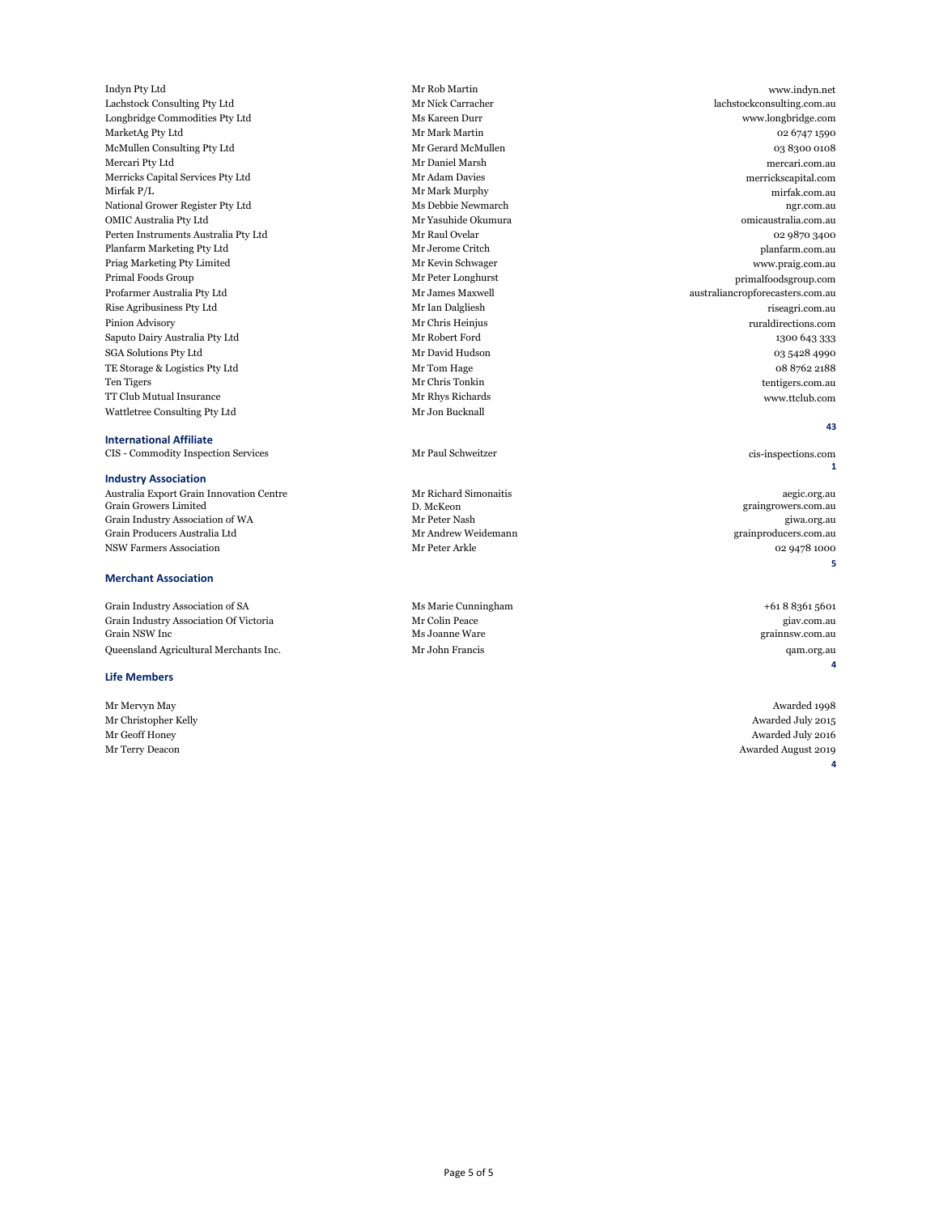| | | |
|---|---|---|
| Indyn Pty Ltd | Mr Rob Martin | www.indyn.net |
| Lachstock Consulting Pty Ltd | Mr Nick Carracher | lachstockconsulting.com.au |
| Longbridge Commodities Pty Ltd | Ms Kareen Durr | www.longbridge.com |
| MarketAg Pty Ltd | Mr Mark Martin | 02 6747 1590 |
| McMullen Consulting Pty Ltd | Mr Gerard McMullen | 03 8300 0108 |
| Mercari Pty Ltd | Mr Daniel Marsh | mercari.com.au |
| Merricks Capital Services Pty Ltd | Mr Adam Davies | merrickscapital.com |
| Mirfak P/L | Mr Mark Murphy | mirfak.com.au |
| National Grower Register Pty Ltd | Ms Debbie Newmarch | ngr.com.au |
| OMIC Australia Pty Ltd | Mr Yasuhide Okumura | omicaustralia.com.au |
| Perten Instruments Australia Pty Ltd | Mr Raul Ovelar | 02 9870 3400 |
| Planfarm Marketing Pty Ltd | Mr Jerome Critch | planfarm.com.au |
| Priag Marketing Pty Limited | Mr Kevin Schwager | www.praig.com.au |
| Primal Foods Group | Mr Peter Longhurst | primalfoodsgroup.com |
| Profarmer Australia Pty Ltd | Mr James Maxwell | australiancropforecasters.com.au |
| Rise Agribusiness Pty Ltd | Mr Ian Dalgliesh | riseagri.com.au |
| Pinion Advisory | Mr Chris Heinjus | ruraldirections.com |
| Saputo Dairy Australia Pty Ltd | Mr Robert Ford | 1300 643 333 |
| SGA Solutions Pty Ltd | Mr David Hudson | 03 5428 4990 |
| TE Storage & Logistics Pty Ltd | Mr Tom Hage | 08 8762 2188 |
| Ten Tigers | Mr Chris Tonkin | tentigers.com.au |
| TT Club Mutual Insurance | Mr Rhys Richards | www.ttclub.com |
| Wattletree Consulting Pty Ltd | Mr Jon Bucknall | |
| | | **43** |

## International Affiliate

| | | |
|---|---|---|
| CIS - Commodity Inspection Services | Mr Paul Schweitzer | cis-inspections.com |
| | | **1** |

## Industry Association

| | | |
|---|---|---|
| Australia Export Grain Innovation Centre | Mr Richard Simonaitis | aegic.org.au |
| Grain Growers Limited | D. McKeon | graingrowers.com.au |
| Grain Industry Association of WA | Mr Peter Nash | giwa.org.au |
| Grain Producers Australia Ltd | Mr Andrew Weidemann | grainproducers.com.au |
| NSW Farmers Association | Mr Peter Arkle | 02 9478 1000 |
| | | **5** |

## Merchant Association

| | | |
|---|---|---|
| Grain Industry Association of SA | Ms Marie Cunningham | +61 8 8361 5601 |
| Grain Industry Association Of Victoria | Mr Colin Peace | giav.com.au |
| Grain NSW Inc | Ms Joanne Ware | grainnsw.com.au |
| Queensland Agricultural Merchants Inc. | Mr John Francis | qam.org.au |
| | | **4** |

## Life Members

| | |
|---|---|
| Mr Mervyn May | Awarded 1998 |
| Mr Christopher Kelly | Awarded July 2015 |
| Mr Geoff Honey | Awarded July 2016 |
| Mr Terry Deacon | Awarded August 2019 |
| | **4** |